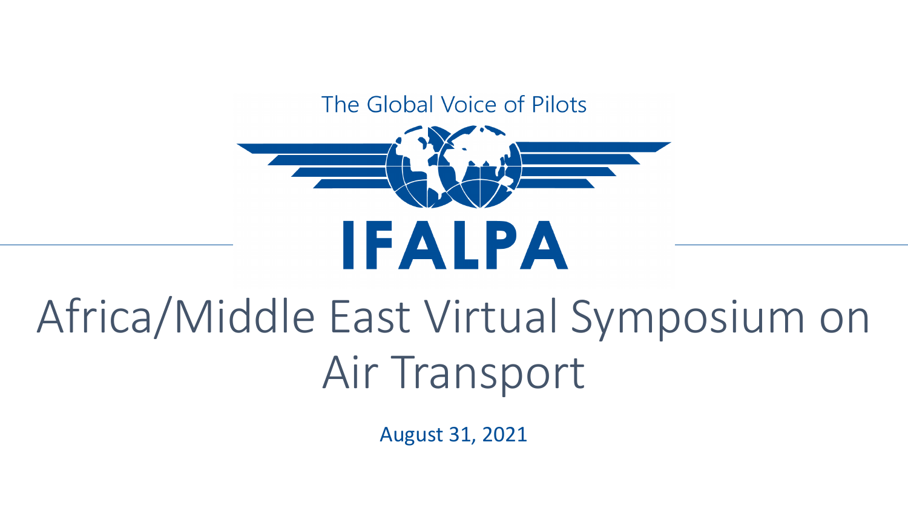The Global Voice of Pilots

IFALPA

# Africa/Middle East Virtual Symposium on Air Transport

August 31, 2021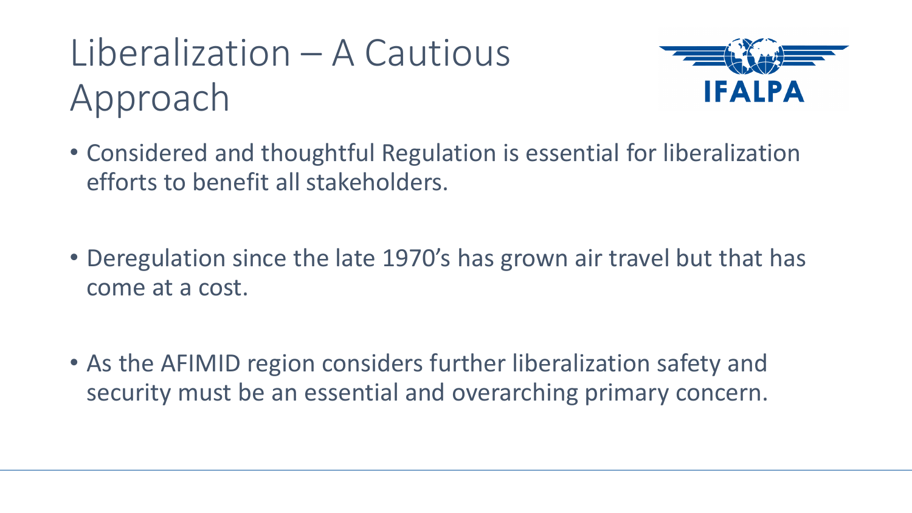# Liberalization – A Cautious Approach

IFALPA

- Considered and thoughtful Regulation is essential for liberalization efforts to benefit all stakeholders.
- Deregulation since the late 1970's has grown air travel but that has come at a cost.
- As the AFIMID region considers further liberalization safety and security must be an essential and overarching primary concern.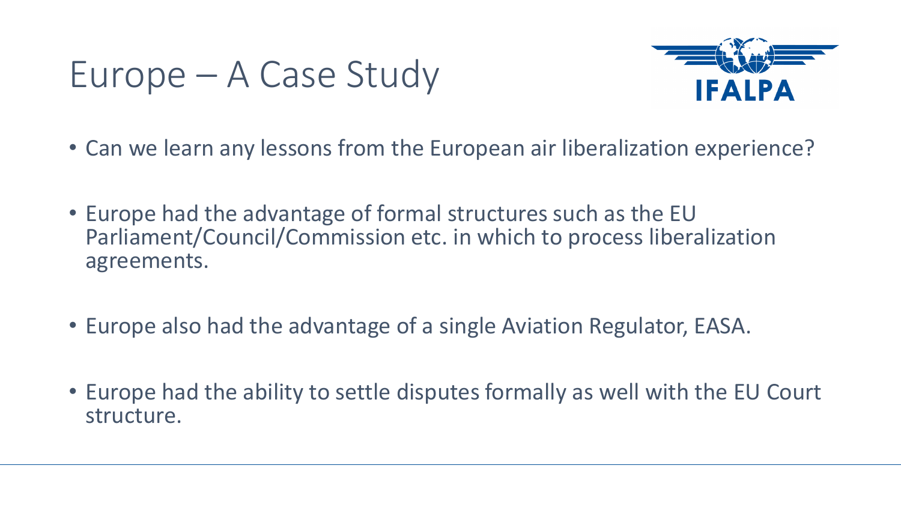# Europe – A Case Study

- Can we learn any lessons from the European air liberalization experience?
- Europe had the advantage of formal structures such as the EU Parliament/Council/Commission etc. in which to process liberalization agreements.
- Europe also had the advantage of a single Aviation Regulator, EASA.
- Europe had the ability to settle disputes formally as well with the EU Court structure.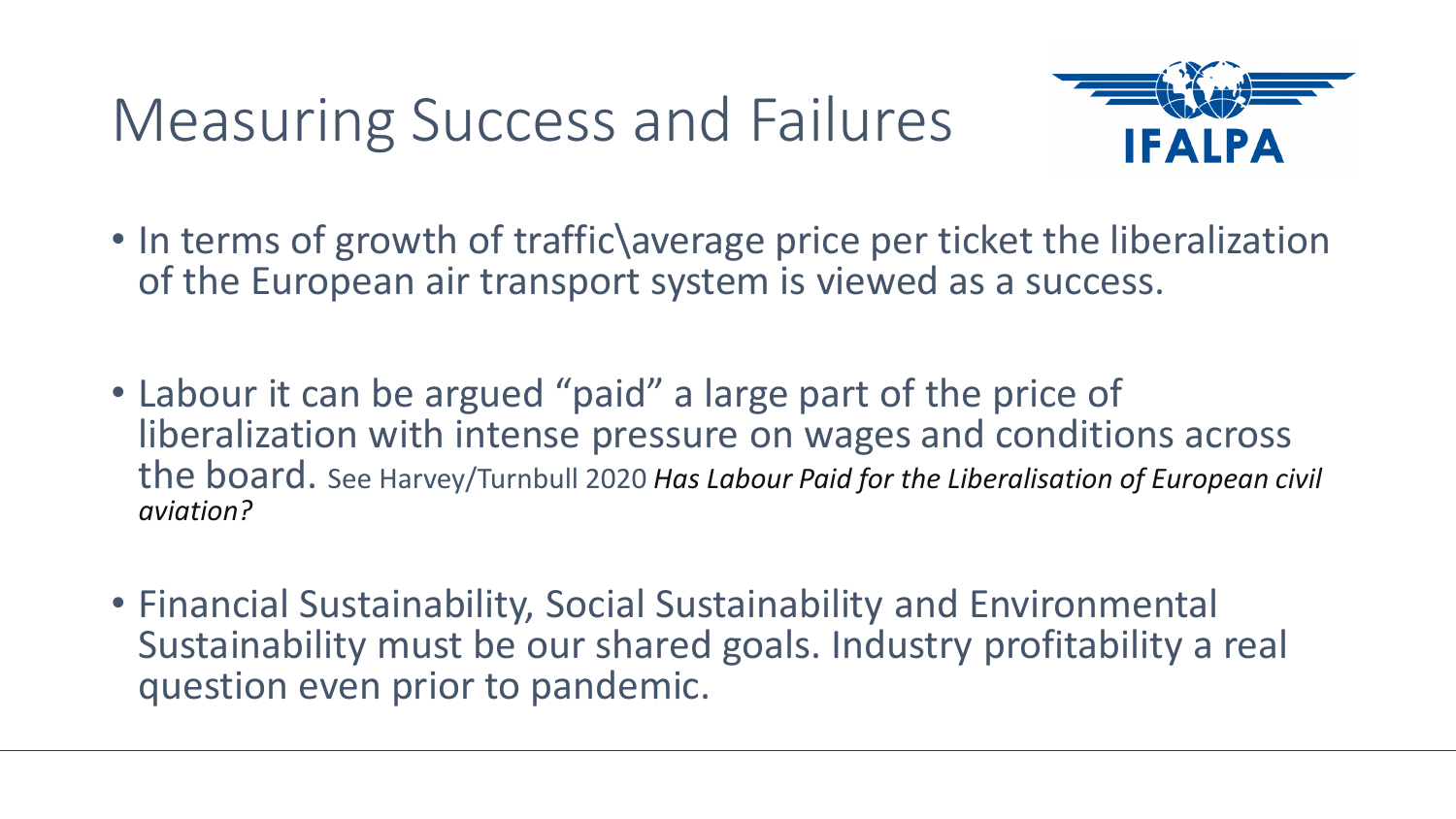# Measuring Success and Failures

- In terms of growth of traffic\average price per ticket the liberalization of the European air transport system is viewed as a success.
- Labour it can be argued "paid" a large part of the price of liberalization with intense pressure on wages and conditions across the board. See Harvey/Turnbull 2020 *Has Labour Paid for the Liberalisation of European civil aviation?*
- Financial Sustainability, Social Sustainability and Environmental Sustainability must be our shared goals. Industry profitability a real question even prior to pandemic.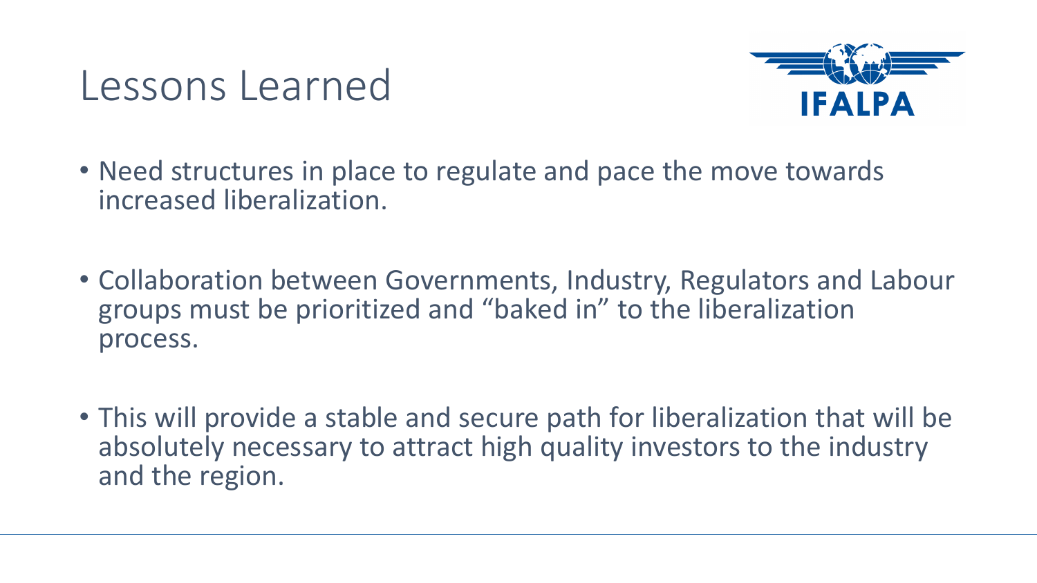# Lessons Learned

- Need structures in place to regulate and pace the move towards increased liberalization.
- Collaboration between Governments, Industry, Regulators and Labour groups must be prioritized and "baked in" to the liberalization process.
- This will provide a stable and secure path for liberalization that will be absolutely necessary to attract high quality investors to the industry and the region.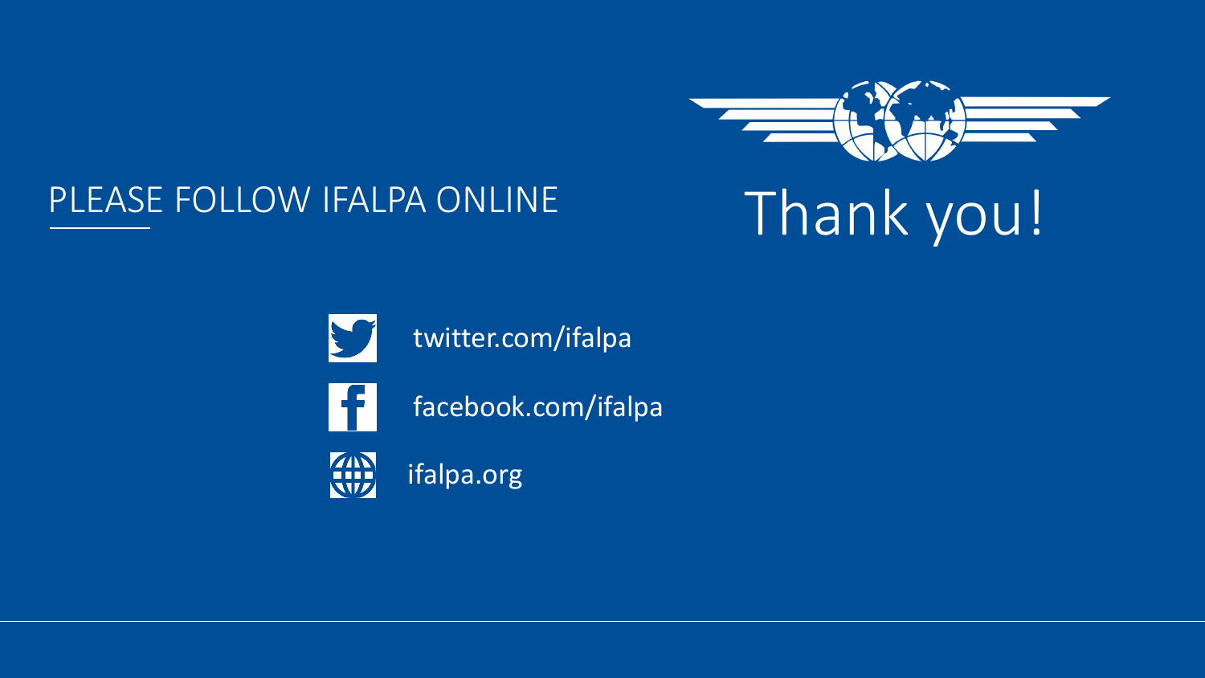## PLEASE FOLLOW IFALPA ONLINE

# Thank you!

- twitter.com/ifalpa
- facebook.com/ifalpa
- ifalpa.org